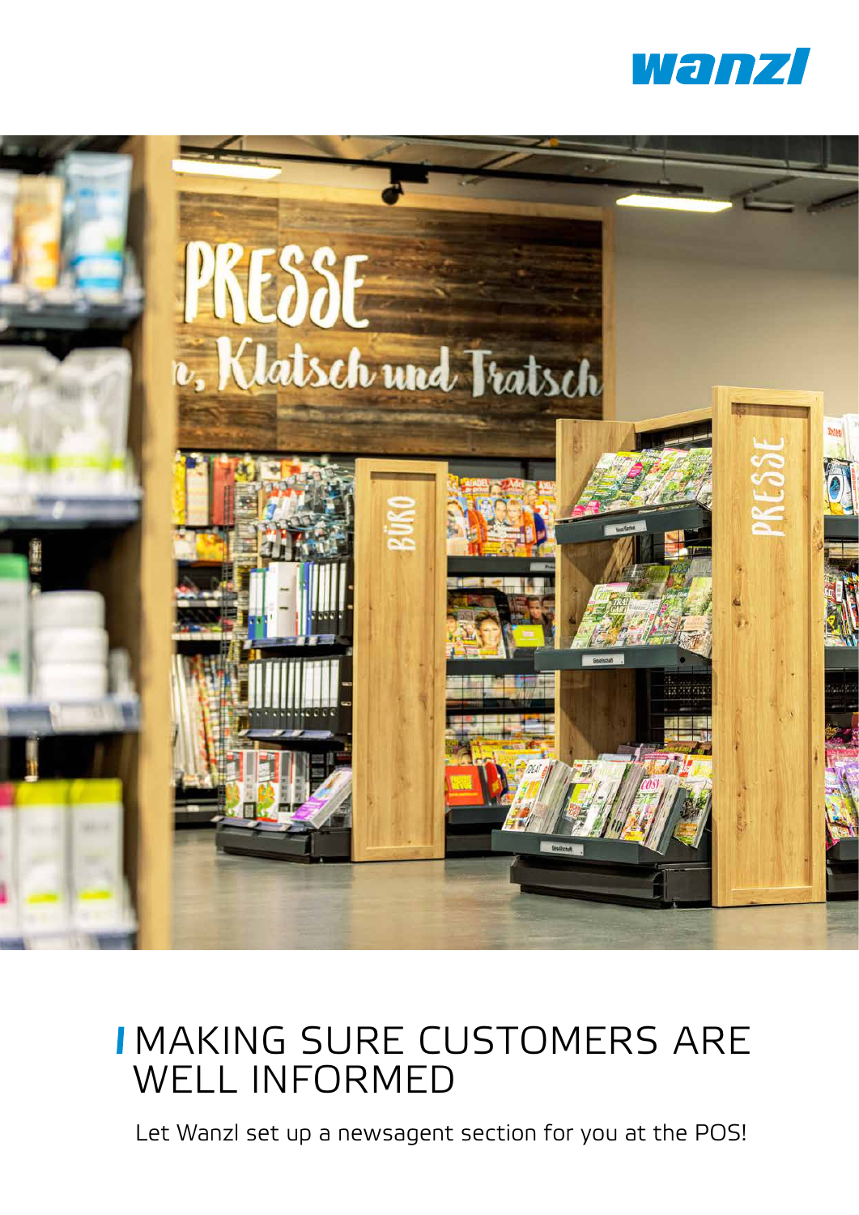wanzl

# MAKING SURE CUSTOMERS ARE WELL INFORMED

Let Wanzl set up a newsagent section for you at the POS!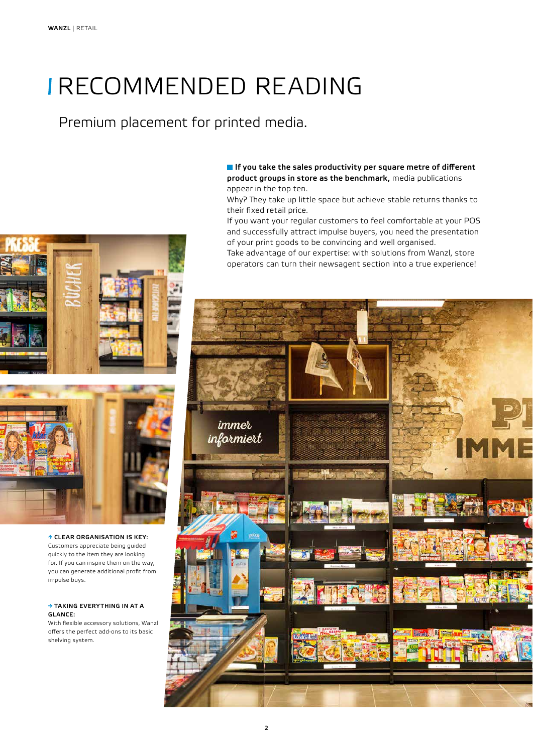# RECOMMENDED READING

## Premium placement for printed media.

**If you take the sales productivity per square metre of different product groups in store as the benchmark,** media publications appear in the top ten.
Why? They take up little space but achieve stable returns thanks to their fixed retail price.
If you want your regular customers to feel comfortable at your POS and successfully attract impulse buyers, you need the presentation of your print goods to be convincing and well organised.
Take advantage of our expertise: with solutions from Wanzl, store operators can turn their newsagent section into a true experience!

**↑ CLEAR ORGANISATION IS KEY:**
Customers appreciate being guided quickly to the item they are looking for. If you can inspire them on the way, you can generate additional profit from impulse buys.

**→ TAKING EVERYTHING IN AT A GLANCE:**
With flexible accessory solutions, Wanzl offers the perfect add-ons to its basic shelving system.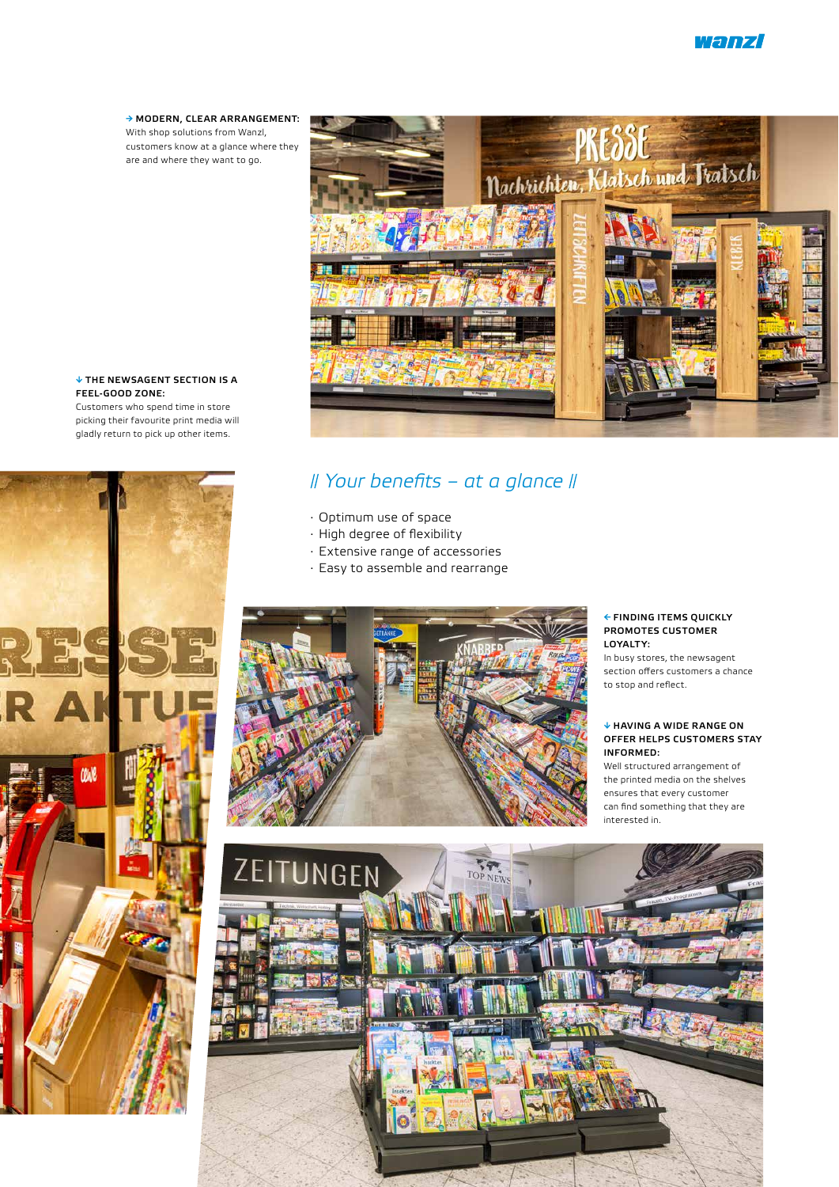**→ MODERN, CLEAR ARRANGEMENT:** With shop solutions from Wanzl, customers know at a glance where they are and where they want to go.

**↓ THE NEWSAGENT SECTION IS A FEEL-GOOD ZONE:** Customers who spend time in store picking their favourite print media will gladly return to pick up other items.

## *// Your benefits – at a glance //*

- Optimum use of space
- High degree of flexibility
- Extensive range of accessories
- Easy to assemble and rearrange

**← FINDING ITEMS QUICKLY PROMOTES CUSTOMER LOYALTY:** In busy stores, the newsagent section offers customers a chance to stop and reflect.

**↓ HAVING A WIDE RANGE ON OFFER HELPS CUSTOMERS STAY INFORMED:** Well structured arrangement of the printed media on the shelves ensures that every customer can find something that they are interested in.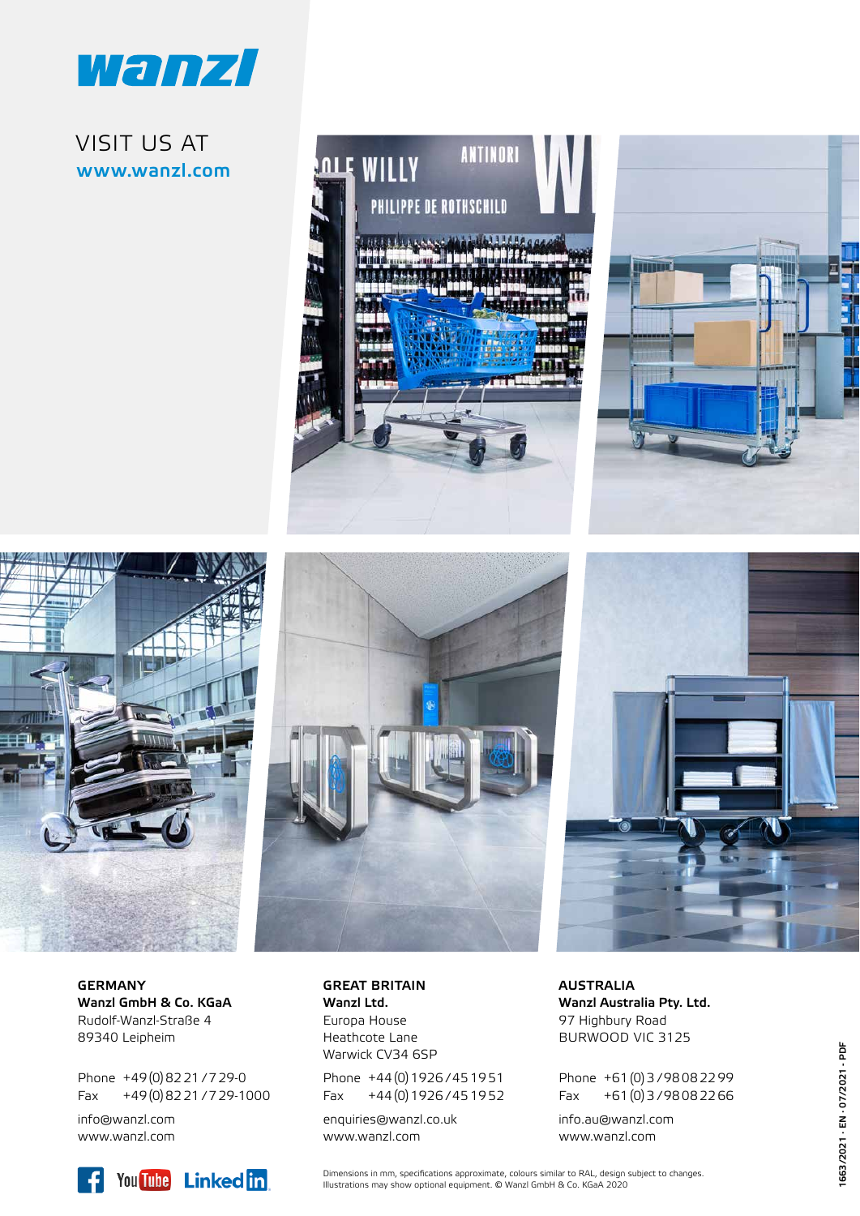wanzl

VISIT US AT
**www.wanzl.com**

**GERMANY**
**Wanzl GmbH & Co. KGaA**
Rudolf-Wanzl-Straße 4
89340 Leipheim

Phone +49 (0) 82 21 / 7 29-0
Fax +49 (0) 82 21 / 7 29-1000

info@wanzl.com
www.wanzl.com

**GREAT BRITAIN**
**Wanzl Ltd.**
Europa House
Heathcote Lane
Warwick CV34 6SP

Phone +44 (0) 1926 / 45 19 51
Fax +44 (0) 1926 / 45 19 52

enquiries@wanzl.co.uk
www.wanzl.com

**AUSTRALIA**
**Wanzl Australia Pty. Ltd.**
97 Highbury Road
BURWOOD VIC 3125

Phone +61 (0) 3 / 98 08 22 99
Fax +61 (0) 3 / 98 08 22 66

info.au@wanzl.com
www.wanzl.com

Dimensions in mm, specifications approximate, colours similar to RAL, design subject to changes.
Illustrations may show optional equipment. © Wanzl GmbH & Co. KGaA 2020

1663/2021 · EN · 07/2021 · PDF